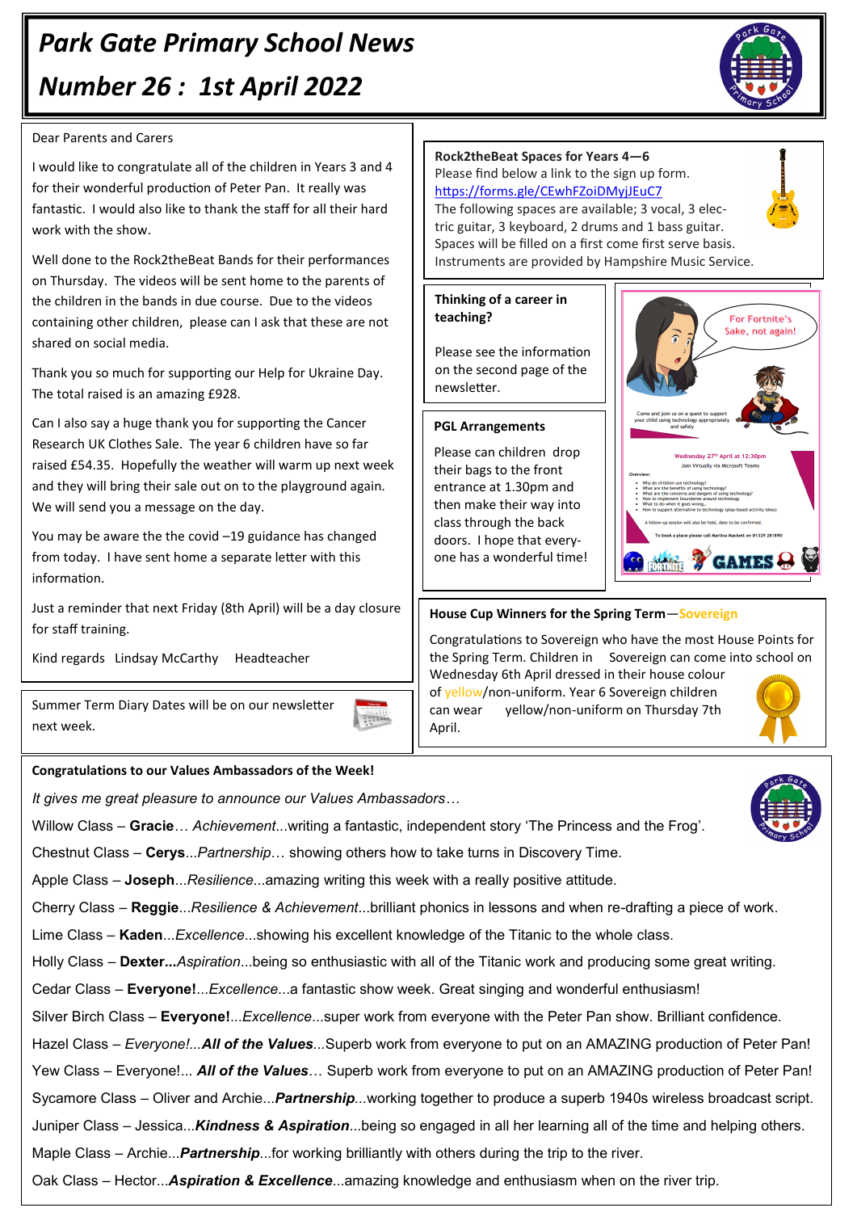# Park Gate Primary School News

# Number 26 : 1st April 2022

Dear Parents and Carers

I would like to congratulate all of the children in Years 3 and 4 for their wonderful production of Peter Pan. It really was fantastic. I would also like to thank the staff for all their hard work with the show.

Well done to the Rock2theBeat Bands for their performances on Thursday. The videos will be sent home to the parents of the children in the bands in due course. Due to the videos containing other children, please can I ask that these are not shared on social media.

Thank you so much for supporting our Help for Ukraine Day. The total raised is an amazing £928.

Can I also say a huge thank you for supporting the Cancer Research UK Clothes Sale. The year 6 children have so far raised £54.35. Hopefully the weather will warm up next week and they will bring their sale out on to the playground again. We will send you a message on the day.

You may be aware the the covid –19 guidance has changed from today. I have sent home a separate letter with this information.

Just a reminder that next Friday (8th April) will be a day closure for staff training.

Kind regards Lindsay McCarthy Headteacher

Summer Term Diary Dates will be on our newsletter next week.

**Rock2theBeat Spaces for Years 4—6**

Please find below a link to the sign up form.
https://forms.gle/CEwhFZoiDMyjJEuC7
The following spaces are available; 3 vocal, 3 electric guitar, 3 keyboard, 2 drums and 1 bass guitar. Spaces will be filled on a first come first serve basis. Instruments are provided by Hampshire Music Service.

**Thinking of a career in teaching?**

Please see the information on the second page of the newsletter.

**PGL Arrangements**

Please can children drop their bags to the front entrance at 1.30pm and then make their way into class through the back doors. I hope that everyone has a wonderful time!

For Fortnite's Sake, not again!

Come and join us on a quest to support your child using technology appropriately and safely

Wednesday 27th April at 12:30pm
Join Virtually via Microsoft Teams

Overview:
- Why do children use technology?
- What are the benefits of using technology?
- What are the concerns and dangers of using technology?
- How to implement boundaries around technology
- What to do when it goes wrong...
- How to support alternative to technology (play-based activity ideas)

A follow-up session will also be held, date to be confirmed.

To book a place please call Martina Hackett on 01329 281890

GAMES

**House Cup Winners for the Spring Term—Sovereign**

Congratulations to Sovereign who have the most House Points for the Spring Term. Children in Sovereign can come into school on Wednesday 6th April dressed in their house colour of yellow/non-uniform. Year 6 Sovereign children can wear yellow/non-uniform on Thursday 7th April.

**Congratulations to our Values Ambassadors of the Week!**

*It gives me great pleasure to announce our Values Ambassadors…*

Willow Class – **Gracie**… *Achievement*...writing a fantastic, independent story 'The Princess and the Frog'.

Chestnut Class – **Cerys**...*Partnership*… showing others how to take turns in Discovery Time.

Apple Class – **Joseph**...*Resilience*...amazing writing this week with a really positive attitude.

Cherry Class – **Reggie**...*Resilience & Achievement*...brilliant phonics in lessons and when re-drafting a piece of work.

Lime Class – **Kaden**...*Excellence*...showing his excellent knowledge of the Titanic to the whole class.

Holly Class – **Dexter...***Aspiration*...being so enthusiastic with all of the Titanic work and producing some great writing.

Cedar Class – **Everyone!**...*Excellence*...a fantastic show week. Great singing and wonderful enthusiasm!

Silver Birch Class – **Everyone!**...*Excellence*...super work from everyone with the Peter Pan show. Brilliant confidence.

Hazel Class – *Everyone!...**All of the Values***...Superb work from everyone to put on an AMAZING production of Peter Pan!

Yew Class – Everyone!... ***All of the Values***… Superb work from everyone to put on an AMAZING production of Peter Pan!

Sycamore Class – Oliver and Archie...***Partnership***...working together to produce a superb 1940s wireless broadcast script.

Juniper Class – Jessica...***Kindness & Aspiration***...being so engaged in all her learning all of the time and helping others.

Maple Class – Archie...***Partnership***...for working brilliantly with others during the trip to the river.

Oak Class – Hector...***Aspiration & Excellence***...amazing knowledge and enthusiasm when on the river trip.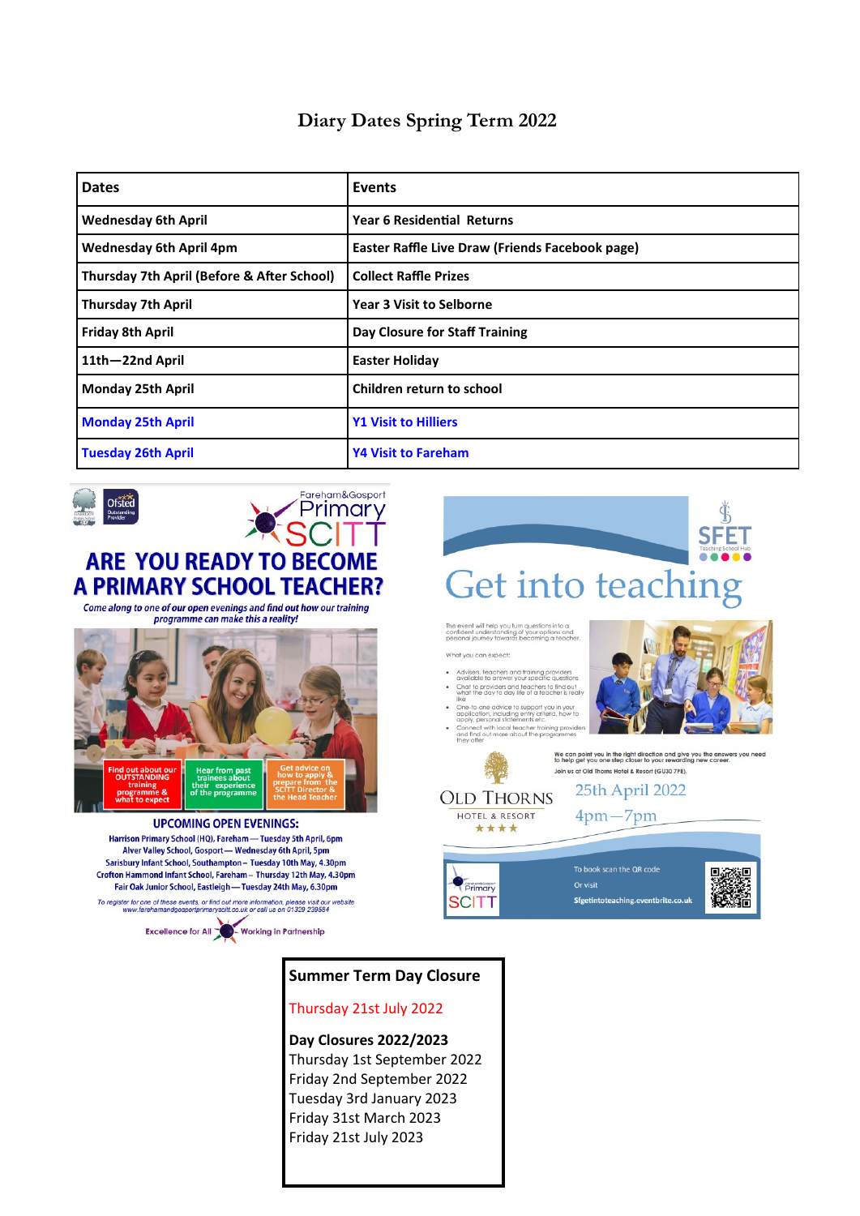# Diary Dates Spring Term 2022

| Dates | Events |
|---|---|
| Wednesday 6th April | Year 6 Residential Returns |
| Wednesday 6th April 4pm | Easter Raffle Live Draw (Friends Facebook page) |
| Thursday 7th April (Before & After School) | Collect Raffle Prizes |
| Thursday 7th April | Year 3 Visit to Selborne |
| Friday 8th April | Day Closure for Staff Training |
| 11th—22nd April | Easter Holiday |
| Monday 25th April | Children return to school |
| Monday 25th April | Y1 Visit to Hilliers |
| Tuesday 26th April | Y4 Visit to Fareham |

Fareham&Gosport Primary SCITT

## ARE YOU READY TO BECOME A PRIMARY SCHOOL TEACHER?

*Come along to one of our open evenings and find out how our training programme can make this a reality!*

Find out about our OUTSTANDING training programme & what to expect

Hear from past trainees about their experience of the programme

Get advice on how to apply & prepare from the SCITT Director & the Head Teacher

### UPCOMING OPEN EVENINGS:

Harrison Primary School (HQ), Fareham — Tuesday 5th April, 6pm
Alver Valley School, Gosport — Wednesday 6th April, 5pm
Sarisbury Infant School, Southampton – Tuesday 10th May, 4.30pm
Crofton Hammond Infant School, Fareham – Thursday 12th May, 4.30pm
Fair Oak Junior School, Eastleigh — Tuesday 24th May, 6.30pm

*To register for one of these events, or find out more information, please visit our website www.farehamandgosportprimaryscitt.co.uk or call us on 01329 239584*

Excellence for All – Working in Partnership

SFET Teaching School Hub

## Get into teaching

The event will help you turn questions into a confident understanding of your options and personal journey towards becoming a teacher.

What you can expect:

- Advisers, teachers and training providers available to answer your specific questions
- Chat to providers and teachers to find out what the day to day life of a teacher is really like
- One-to-one advice to support you in your application, including entry criteria, how to apply, personal statements etc.
- Connect with local teacher training providers and find out more about the programmes they offer

We can point you in the right direction and give you the answers you need to help get you one step closer to your rewarding new career.

Join us at Old Thorns Hotel & Resort (GU30 7PE).

OLD THORNS HOTEL & RESORT

25th April 2022

4pm—7pm

To book scan the QR code

Or visit

Sfgetintoteaching.eventbrite.co.uk

**Summer Term Day Closure**

Thursday 21st July 2022

**Day Closures 2022/2023**

Thursday 1st September 2022
Friday 2nd September 2022
Tuesday 3rd January 2023
Friday 31st March 2023
Friday 21st July 2023